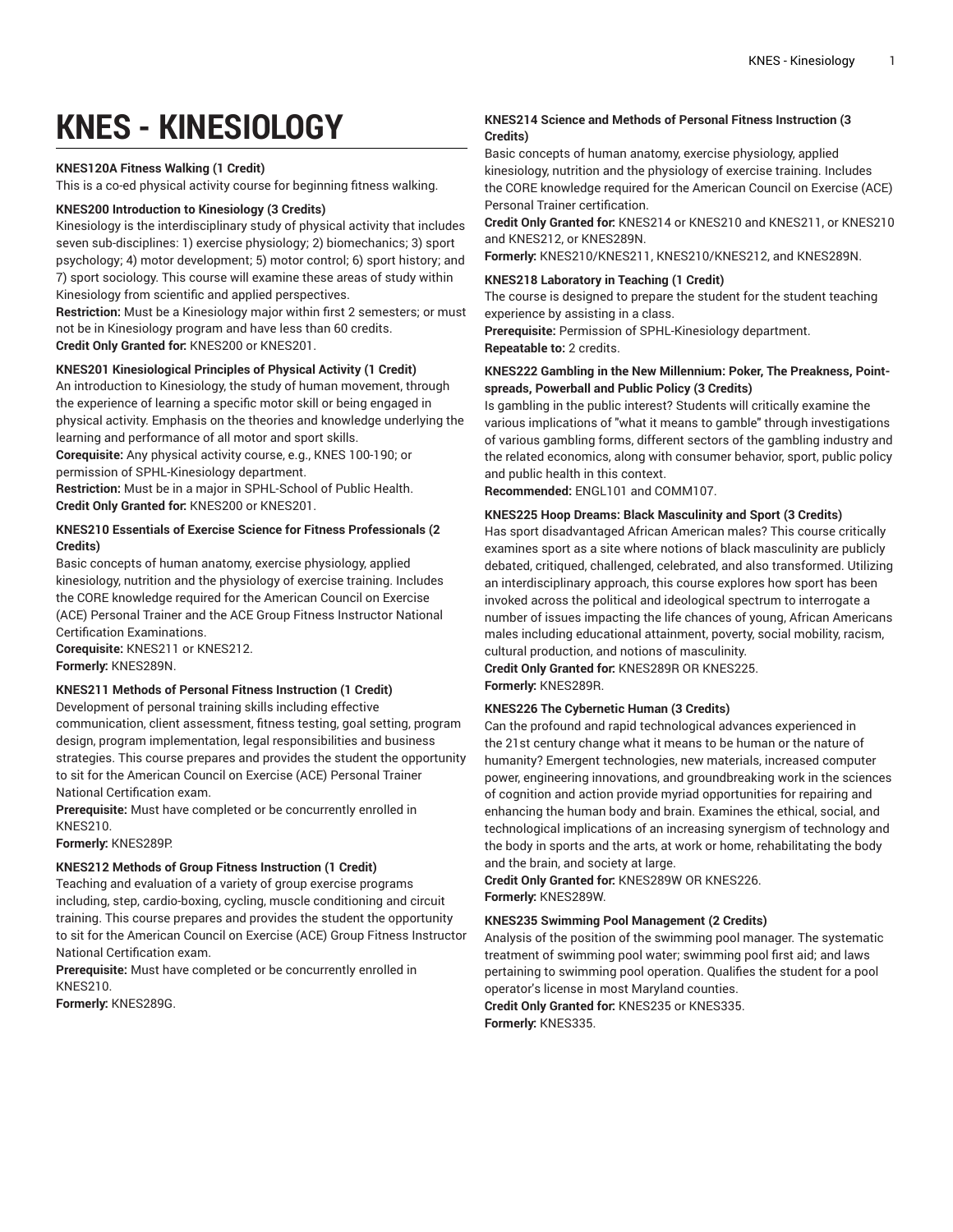# KNES - KINESIOLOGY

**KNES120A Fitness Walking (1 Credit)**
This is a co-ed physical activity course for beginning fitness walking.

**KNES200 Introduction to Kinesiology (3 Credits)**
Kinesiology is the interdisciplinary study of physical activity that includes seven sub-disciplines: 1) exercise physiology; 2) biomechanics; 3) sport psychology; 4) motor development; 5) motor control; 6) sport history; and 7) sport sociology. This course will examine these areas of study within Kinesiology from scientific and applied perspectives.
**Restriction:** Must be a Kinesiology major within first 2 semesters; or must not be in Kinesiology program and have less than 60 credits.
**Credit Only Granted for:** KNES200 or KNES201.

**KNES201 Kinesiological Principles of Physical Activity (1 Credit)**
An introduction to Kinesiology, the study of human movement, through the experience of learning a specific motor skill or being engaged in physical activity. Emphasis on the theories and knowledge underlying the learning and performance of all motor and sport skills.
**Corequisite:** Any physical activity course, e.g., KNES 100-190; or permission of SPHL-Kinesiology department.
**Restriction:** Must be in a major in SPHL-School of Public Health.
**Credit Only Granted for:** KNES200 or KNES201.

**KNES210 Essentials of Exercise Science for Fitness Professionals (2 Credits)**
Basic concepts of human anatomy, exercise physiology, applied kinesiology, nutrition and the physiology of exercise training. Includes the CORE knowledge required for the American Council on Exercise (ACE) Personal Trainer and the ACE Group Fitness Instructor National Certification Examinations.
**Corequisite:** KNES211 or KNES212.
**Formerly:** KNES289N.

**KNES211 Methods of Personal Fitness Instruction (1 Credit)**
Development of personal training skills including effective communication, client assessment, fitness testing, goal setting, program design, program implementation, legal responsibilities and business strategies. This course prepares and provides the student the opportunity to sit for the American Council on Exercise (ACE) Personal Trainer National Certification exam.
**Prerequisite:** Must have completed or be concurrently enrolled in KNES210.
**Formerly:** KNES289P.

**KNES212 Methods of Group Fitness Instruction (1 Credit)**
Teaching and evaluation of a variety of group exercise programs including, step, cardio-boxing, cycling, muscle conditioning and circuit training. This course prepares and provides the student the opportunity to sit for the American Council on Exercise (ACE) Group Fitness Instructor National Certification exam.
**Prerequisite:** Must have completed or be concurrently enrolled in KNES210.
**Formerly:** KNES289G.

**KNES214 Science and Methods of Personal Fitness Instruction (3 Credits)**
Basic concepts of human anatomy, exercise physiology, applied kinesiology, nutrition and the physiology of exercise training. Includes the CORE knowledge required for the American Council on Exercise (ACE) Personal Trainer certification.
**Credit Only Granted for:** KNES214 or KNES210 and KNES211, or KNES210 and KNES212, or KNES289N.
**Formerly:** KNES210/KNES211, KNES210/KNES212, and KNES289N.

**KNES218 Laboratory in Teaching (1 Credit)**
The course is designed to prepare the student for the student teaching experience by assisting in a class.
**Prerequisite:** Permission of SPHL-Kinesiology department.
**Repeatable to:** 2 credits.

**KNES222 Gambling in the New Millennium: Poker, The Preakness, Point-spreads, Powerball and Public Policy (3 Credits)**
Is gambling in the public interest? Students will critically examine the various implications of "what it means to gamble" through investigations of various gambling forms, different sectors of the gambling industry and the related economics, along with consumer behavior, sport, public policy and public health in this context.
**Recommended:** ENGL101 and COMM107.

**KNES225 Hoop Dreams: Black Masculinity and Sport (3 Credits)**
Has sport disadvantaged African American males? This course critically examines sport as a site where notions of black masculinity are publicly debated, critiqued, challenged, celebrated, and also transformed. Utilizing an interdisciplinary approach, this course explores how sport has been invoked across the political and ideological spectrum to interrogate a number of issues impacting the life chances of young, African Americans males including educational attainment, poverty, social mobility, racism, cultural production, and notions of masculinity.
**Credit Only Granted for:** KNES289R OR KNES225.
**Formerly:** KNES289R.

**KNES226 The Cybernetic Human (3 Credits)**
Can the profound and rapid technological advances experienced in the 21st century change what it means to be human or the nature of humanity? Emergent technologies, new materials, increased computer power, engineering innovations, and groundbreaking work in the sciences of cognition and action provide myriad opportunities for repairing and enhancing the human body and brain. Examines the ethical, social, and technological implications of an increasing synergism of technology and the body in sports and the arts, at work or home, rehabilitating the body and the brain, and society at large.
**Credit Only Granted for:** KNES289W OR KNES226.
**Formerly:** KNES289W.

**KNES235 Swimming Pool Management (2 Credits)**
Analysis of the position of the swimming pool manager. The systematic treatment of swimming pool water; swimming pool first aid; and laws pertaining to swimming pool operation. Qualifies the student for a pool operator's license in most Maryland counties.
**Credit Only Granted for:** KNES235 or KNES335.
**Formerly:** KNES335.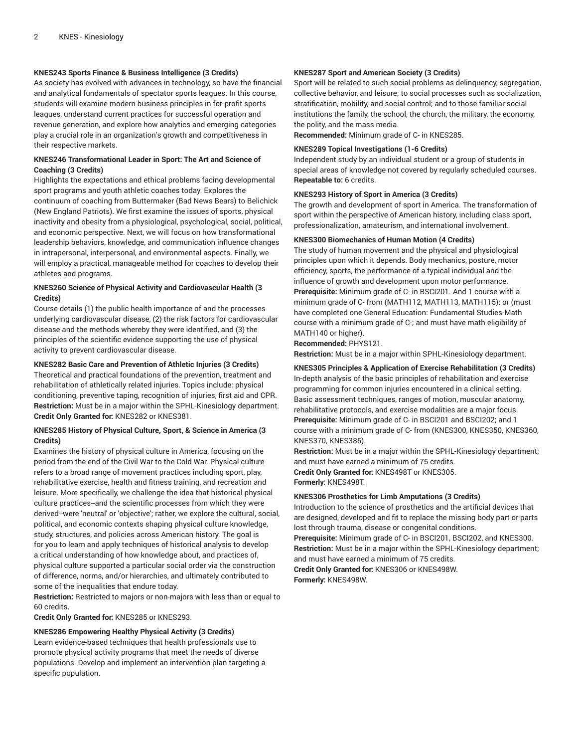### KNES243 Sports Finance & Business Intelligence (3 Credits)

As society has evolved with advances in technology, so have the financial and analytical fundamentals of spectator sports leagues. In this course, students will examine modern business principles in for-profit sports leagues, understand current practices for successful operation and revenue generation, and explore how analytics and emerging categories play a crucial role in an organization's growth and competitiveness in their respective markets.

### KNES246 Transformational Leader in Sport: The Art and Science of Coaching (3 Credits)

Highlights the expectations and ethical problems facing developmental sport programs and youth athletic coaches today. Explores the continuum of coaching from Buttermaker (Bad News Bears) to Belichick (New England Patriots). We first examine the issues of sports, physical inactivity and obesity from a physiological, psychological, social, political, and economic perspective. Next, we will focus on how transformational leadership behaviors, knowledge, and communication influence changes in intrapersonal, interpersonal, and environmental aspects. Finally, we will employ a practical, manageable method for coaches to develop their athletes and programs.

### KNES260 Science of Physical Activity and Cardiovascular Health (3 Credits)

Course details (1) the public health importance of and the processes underlying cardiovascular disease, (2) the risk factors for cardiovascular disease and the methods whereby they were identified, and (3) the principles of the scientific evidence supporting the use of physical activity to prevent cardiovascular disease.

### KNES282 Basic Care and Prevention of Athletic Injuries (3 Credits)

Theoretical and practical foundations of the prevention, treatment and rehabilitation of athletically related injuries. Topics include: physical conditioning, preventive taping, recognition of injuries, first aid and CPR.
**Restriction:** Must be in a major within the SPHL-Kinesiology department.
**Credit Only Granted for:** KNES282 or KNES381.

### KNES285 History of Physical Culture, Sport, & Science in America (3 Credits)

Examines the history of physical culture in America, focusing on the period from the end of the Civil War to the Cold War. Physical culture refers to a broad range of movement practices including sport, play, rehabilitative exercise, health and fitness training, and recreation and leisure. More specifically, we challenge the idea that historical physical culture practices--and the scientific processes from which they were derived--were 'neutral' or 'objective'; rather, we explore the cultural, social, political, and economic contexts shaping physical culture knowledge, study, structures, and policies across American history. The goal is for you to learn and apply techniques of historical analysis to develop a critical understanding of how knowledge about, and practices of, physical culture supported a particular social order via the construction of difference, norms, and/or hierarchies, and ultimately contributed to some of the inequalities that endure today.
**Restriction:** Restricted to majors or non-majors with less than or equal to 60 credits.
**Credit Only Granted for:** KNES285 or KNES293.

### KNES286 Empowering Healthy Physical Activity (3 Credits)

Learn evidence-based techniques that health professionals use to promote physical activity programs that meet the needs of diverse populations. Develop and implement an intervention plan targeting a specific population.

### KNES287 Sport and American Society (3 Credits)

Sport will be related to such social problems as delinquency, segregation, collective behavior, and leisure; to social processes such as socialization, stratification, mobility, and social control; and to those familiar social institutions the family, the school, the church, the military, the economy, the polity, and the mass media.
**Recommended:** Minimum grade of C- in KNES285.

### KNES289 Topical Investigations (1-6 Credits)

Independent study by an individual student or a group of students in special areas of knowledge not covered by regularly scheduled courses.
**Repeatable to:** 6 credits.

### KNES293 History of Sport in America (3 Credits)

The growth and development of sport in America. The transformation of sport within the perspective of American history, including class sport, professionalization, amateurism, and international involvement.

### KNES300 Biomechanics of Human Motion (4 Credits)

The study of human movement and the physical and physiological principles upon which it depends. Body mechanics, posture, motor efficiency, sports, the performance of a typical individual and the influence of growth and development upon motor performance.
**Prerequisite:** Minimum grade of C- in BSCI201. And 1 course with a minimum grade of C- from (MATH112, MATH113, MATH115); or (must have completed one General Education: Fundamental Studies-Math course with a minimum grade of C-; and must have math eligibility of MATH140 or higher).
**Recommended:** PHYS121.
**Restriction:** Must be in a major within SPHL-Kinesiology department.

### KNES305 Principles & Application of Exercise Rehabilitation (3 Credits)

In-depth analysis of the basic principles of rehabilitation and exercise programming for common injuries encountered in a clinical setting. Basic assessment techniques, ranges of motion, muscular anatomy, rehabilitative protocols, and exercise modalities are a major focus.
**Prerequisite:** Minimum grade of C- in BSCI201 and BSCI202; and 1 course with a minimum grade of C- from (KNES300, KNES350, KNES360, KNES370, KNES385).
**Restriction:** Must be in a major within the SPHL-Kinesiology department; and must have earned a minimum of 75 credits.
**Credit Only Granted for:** KNES498T or KNES305.
**Formerly:** KNES498T.

### KNES306 Prosthetics for Limb Amputations (3 Credits)

Introduction to the science of prosthetics and the artificial devices that are designed, developed and fit to replace the missing body part or parts lost through trauma, disease or congenital conditions.
**Prerequisite:** Minimum grade of C- in BSCI201, BSCI202, and KNES300.
**Restriction:** Must be in a major within the SPHL-Kinesiology department; and must have earned a minimum of 75 credits.
**Credit Only Granted for:** KNES306 or KNES498W.
**Formerly:** KNES498W.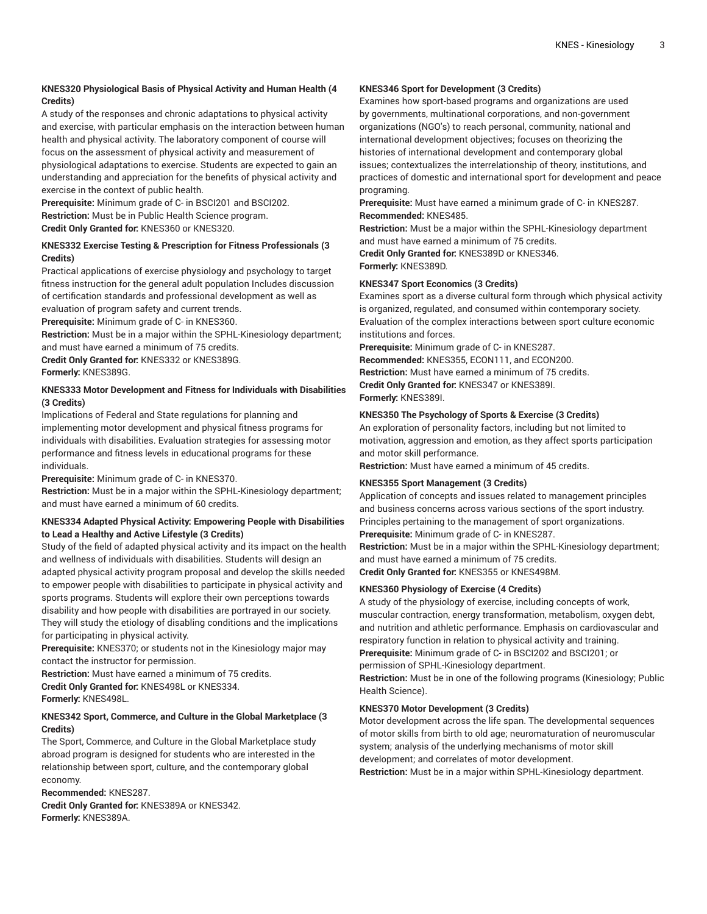**KNES320 Physiological Basis of Physical Activity and Human Health (4 Credits)**
A study of the responses and chronic adaptations to physical activity and exercise, with particular emphasis on the interaction between human health and physical activity. The laboratory component of course will focus on the assessment of physical activity and measurement of physiological adaptations to exercise. Students are expected to gain an understanding and appreciation for the benefits of physical activity and exercise in the context of public health.
**Prerequisite:** Minimum grade of C- in BSCI201 and BSCI202.
**Restriction:** Must be in Public Health Science program.
**Credit Only Granted for:** KNES360 or KNES320.

**KNES332 Exercise Testing & Prescription for Fitness Professionals (3 Credits)**
Practical applications of exercise physiology and psychology to target fitness instruction for the general adult population Includes discussion of certification standards and professional development as well as evaluation of program safety and current trends.
**Prerequisite:** Minimum grade of C- in KNES360.
**Restriction:** Must be in a major within the SPHL-Kinesiology department; and must have earned a minimum of 75 credits.
**Credit Only Granted for:** KNES332 or KNES389G.
**Formerly:** KNES389G.

**KNES333 Motor Development and Fitness for Individuals with Disabilities (3 Credits)**
Implications of Federal and State regulations for planning and implementing motor development and physical fitness programs for individuals with disabilities. Evaluation strategies for assessing motor performance and fitness levels in educational programs for these individuals.
**Prerequisite:** Minimum grade of C- in KNES370.
**Restriction:** Must be in a major within the SPHL-Kinesiology department; and must have earned a minimum of 60 credits.

**KNES334 Adapted Physical Activity: Empowering People with Disabilities to Lead a Healthy and Active Lifestyle (3 Credits)**
Study of the field of adapted physical activity and its impact on the health and wellness of individuals with disabilities. Students will design an adapted physical activity program proposal and develop the skills needed to empower people with disabilities to participate in physical activity and sports programs. Students will explore their own perceptions towards disability and how people with disabilities are portrayed in our society. They will study the etiology of disabling conditions and the implications for participating in physical activity.
**Prerequisite:** KNES370; or students not in the Kinesiology major may contact the instructor for permission.
**Restriction:** Must have earned a minimum of 75 credits.
**Credit Only Granted for:** KNES498L or KNES334.
**Formerly:** KNES498L.

**KNES342 Sport, Commerce, and Culture in the Global Marketplace (3 Credits)**
The Sport, Commerce, and Culture in the Global Marketplace study abroad program is designed for students who are interested in the relationship between sport, culture, and the contemporary global economy.
**Recommended:** KNES287.
**Credit Only Granted for:** KNES389A or KNES342.
**Formerly:** KNES389A.

**KNES346 Sport for Development (3 Credits)**
Examines how sport-based programs and organizations are used by governments, multinational corporations, and non-government organizations (NGO's) to reach personal, community, national and international development objectives; focuses on theorizing the histories of international development and contemporary global issues; contextualizes the interrelationship of theory, institutions, and practices of domestic and international sport for development and peace programing.
**Prerequisite:** Must have earned a minimum grade of C- in KNES287.
**Recommended:** KNES485.
**Restriction:** Must be a major within the SPHL-Kinesiology department and must have earned a minimum of 75 credits.
**Credit Only Granted for:** KNES389D or KNES346.
**Formerly:** KNES389D.

**KNES347 Sport Economics (3 Credits)**
Examines sport as a diverse cultural form through which physical activity is organized, regulated, and consumed within contemporary society. Evaluation of the complex interactions between sport culture economic institutions and forces.
**Prerequisite:** Minimum grade of C- in KNES287.
**Recommended:** KNES355, ECON111, and ECON200.
**Restriction:** Must have earned a minimum of 75 credits.
**Credit Only Granted for:** KNES347 or KNES389I.
**Formerly:** KNES389I.

**KNES350 The Psychology of Sports & Exercise (3 Credits)**
An exploration of personality factors, including but not limited to motivation, aggression and emotion, as they affect sports participation and motor skill performance.
**Restriction:** Must have earned a minimum of 45 credits.

**KNES355 Sport Management (3 Credits)**
Application of concepts and issues related to management principles and business concerns across various sections of the sport industry. Principles pertaining to the management of sport organizations.
**Prerequisite:** Minimum grade of C- in KNES287.
**Restriction:** Must be in a major within the SPHL-Kinesiology department; and must have earned a minimum of 75 credits.
**Credit Only Granted for:** KNES355 or KNES498M.

**KNES360 Physiology of Exercise (4 Credits)**
A study of the physiology of exercise, including concepts of work, muscular contraction, energy transformation, metabolism, oxygen debt, and nutrition and athletic performance. Emphasis on cardiovascular and respiratory function in relation to physical activity and training.
**Prerequisite:** Minimum grade of C- in BSCI202 and BSCI201; or permission of SPHL-Kinesiology department.
**Restriction:** Must be in one of the following programs (Kinesiology; Public Health Science).

**KNES370 Motor Development (3 Credits)**
Motor development across the life span. The developmental sequences of motor skills from birth to old age; neuromaturation of neuromuscular system; analysis of the underlying mechanisms of motor skill development; and correlates of motor development.
**Restriction:** Must be in a major within SPHL-Kinesiology department.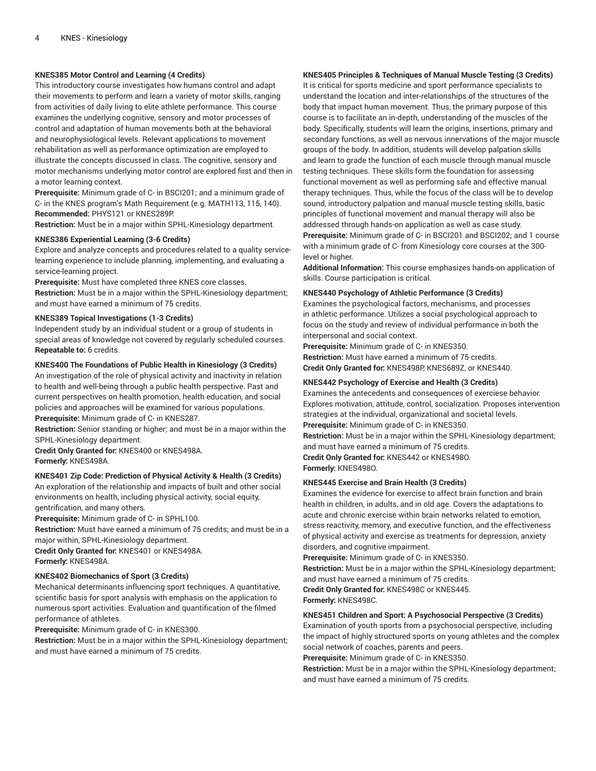**KNES385 Motor Control and Learning (4 Credits)**

This introductory course investigates how humans control and adapt their movements to perform and learn a variety of motor skills, ranging from activities of daily living to elite athlete performance. This course examines the underlying cognitive, sensory and motor processes of control and adaptation of human movements both at the behavioral and neurophysiological levels. Relevant applications to movement rehabilitation as well as performance optimization are employed to illustrate the concepts discussed in class. The cognitive, sensory and motor mechanisms underlying motor control are explored first and then in a motor learning context.

**Prerequisite:** Minimum grade of C- in BSCI201; and a minimum grade of C- in the KNES program's Math Requirement (e.g. MATH113, 115, 140).
**Recommended:** PHYS121 or KNES289P.
**Restriction:** Must be in a major within SPHL-Kinesiology department.

**KNES386 Experiential Learning (3-6 Credits)**

Explore and analyze concepts and procedures related to a quality service-learning experience to include planning, implementing, and evaluating a service-learning project.

**Prerequisite:** Must have completed three KNES core classes.
**Restriction:** Must be in a major within the SPHL-Kinesiology department; and must have earned a minimum of 75 credits.

**KNES389 Topical Investigations (1-3 Credits)**

Independent study by an individual student or a group of students in special areas of knowledge not covered by regularly scheduled courses.
**Repeatable to:** 6 credits.

**KNES400 The Foundations of Public Health in Kinesiology (3 Credits)**

An investigation of the role of physical activity and inactivity in relation to health and well-being through a public health perspective. Past and current perspectives on health promotion, health education, and social policies and approaches will be examined for various populations.

**Prerequisite:** Minimum grade of C- in KNES287.
**Restriction:** Senior standing or higher; and must be in a major within the SPHL-Kinesiology department.
**Credit Only Granted for:** KNES400 or KNES498A.
**Formerly:** KNES498A.

**KNES401 Zip Code: Prediction of Physical Activity & Health (3 Credits)**

An exploration of the relationship and impacts of built and other social environments on health, including physical activity, social equity, gentrification, and many others.

**Prerequisite:** Minimum grade of C- in SPHL100.
**Restriction:** Must have earned a minimum of 75 credits; and must be in a major within, SPHL-Kinesiology department.
**Credit Only Granted for:** KNES401 or KNES498A.
**Formerly:** KNES498A.

**KNES402 Biomechanics of Sport (3 Credits)**

Mechanical determinants influencing sport techniques. A quantitative, scientific basis for sport analysis with emphasis on the application to numerous sport activities. Evaluation and quantification of the filmed performance of athletes.

**Prerequisite:** Minimum grade of C- in KNES300.
**Restriction:** Must be in a major within the SPHL-Kinesiology department; and must have earned a minimum of 75 credits.

**KNES405 Principles & Techniques of Manual Muscle Testing (3 Credits)**

It is critical for sports medicine and sport performance specialists to understand the location and inter-relationships of the structures of the body that impact human movement. Thus, the primary purpose of this course is to facilitate an in-depth, understanding of the muscles of the body. Specifically, students will learn the origins, insertions, primary and secondary functions, as well as nervous innervations of the major muscle groups of the body. In addition, students will develop palpation skills and learn to grade the function of each muscle through manual muscle testing techniques. These skills form the foundation for assessing functional movement as well as performing safe and effective manual therapy techniques. Thus, while the focus of the class will be to develop sound, introductory palpation and manual muscle testing skills, basic principles of functional movement and manual therapy will also be addressed through hands-on application as well as case study.

**Prerequisite:** Minimum grade of C- in BSCI201 and BSCI202; and 1 course with a minimum grade of C- from Kinesiology core courses at the 300-level or higher.
**Additional Information:** This course emphasizes hands-on application of skills. Course participation is critical.

**KNES440 Psychology of Athletic Performance (3 Credits)**

Examines the psychological factors, mechanisms, and processes in athletic performance. Utilizes a social psychological approach to focus on the study and review of individual performance in both the interpersonal and social context.

**Prerequisite:** Minimum grade of C- in KNES350.
**Restriction:** Must have earned a minimum of 75 credits.
**Credit Only Granted for:** KNES498P, KNES689Z, or KNES440.

**KNES442 Psychology of Exercise and Health (3 Credits)**

Examines the antecedents and consequences of exerciese behavior. Explores motivation, attitude, control, socialization. Proposes intervention strategies at the individual, organizational and societal levels.

**Prerequisite:** Minimum grade of C- in KNES350.
**Restriction:** Must be in a major within the SPHL-Kinesiology department; and must have earned a minimum of 75 credits.
**Credit Only Granted for:** KNES442 or KNES498O.
**Formerly:** KNES498O.

**KNES445 Exercise and Brain Health (3 Credits)**

Examines the evidence for exercise to affect brain function and brain health in children, in adults, and in old age. Covers the adaptations to acute and chronic exercise within brain networks related to emotion, stress reactivity, memory, and executive function, and the effectiveness of physical activity and exercise as treatments for depression, anxiety disorders, and cognitive impairment.

**Prerequisite:** Minimum grade of C- in KNES350.
**Restriction:** Must be in a major within the SPHL-Kinesiology department; and must have earned a minimum of 75 credits.
**Credit Only Granted for:** KNES498C or KNES445.
**Formerly:** KNES498C.

**KNES451 Children and Sport: A Psychosocial Perspective (3 Credits)**

Examination of youth sports from a psychosocial perspective, including the impact of highly structured sports on young athletes and the complex social network of coaches, parents and peers.

**Prerequisite:** Minimum grade of C- in KNES350.
**Restriction:** Must be in a major within the SPHL-Kinesiology department; and must have earned a minimum of 75 credits.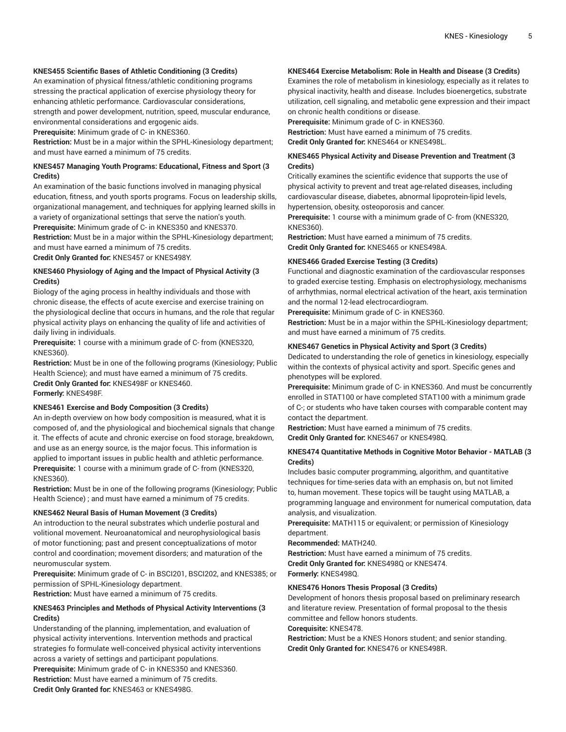#### KNES455 Scientific Bases of Athletic Conditioning (3 Credits)

An examination of physical fitness/athletic conditioning programs stressing the practical application of exercise physiology theory for enhancing athletic performance. Cardiovascular considerations, strength and power development, nutrition, speed, muscular endurance, environmental considerations and ergogenic aids.

**Prerequisite:** Minimum grade of C- in KNES360.

**Restriction:** Must be in a major within the SPHL-Kinesiology department; and must have earned a minimum of 75 credits.

#### KNES457 Managing Youth Programs: Educational, Fitness and Sport (3 Credits)

An examination of the basic functions involved in managing physical education, fitness, and youth sports programs. Focus on leadership skills, organizational management, and techniques for applying learned skills in a variety of organizational settings that serve the nation's youth.

**Prerequisite:** Minimum grade of C- in KNES350 and KNES370.

**Restriction:** Must be in a major within the SPHL-Kinesiology department; and must have earned a minimum of 75 credits.

**Credit Only Granted for:** KNES457 or KNES498Y.

#### KNES460 Physiology of Aging and the Impact of Physical Activity (3 Credits)

Biology of the aging process in healthy individuals and those with chronic disease, the effects of acute exercise and exercise training on the physiological decline that occurs in humans, and the role that regular physical activity plays on enhancing the quality of life and activities of daily living in individuals.

**Prerequisite:** 1 course with a minimum grade of C- from (KNES320, KNES360).

**Restriction:** Must be in one of the following programs (Kinesiology; Public Health Science); and must have earned a minimum of 75 credits.

**Credit Only Granted for:** KNES498F or KNES460.

**Formerly:** KNES498F.

#### KNES461 Exercise and Body Composition (3 Credits)

An in-depth overview on how body composition is measured, what it is composed of, and the physiological and biochemical signals that change it. The effects of acute and chronic exercise on food storage, breakdown, and use as an energy source, is the major focus. This information is applied to important issues in public health and athletic performance.

**Prerequisite:** 1 course with a minimum grade of C- from (KNES320, KNES360).

**Restriction:** Must be in one of the following programs (Kinesiology; Public Health Science) ; and must have earned a minimum of 75 credits.

#### KNES462 Neural Basis of Human Movement (3 Credits)

An introduction to the neural substrates which underlie postural and volitional movement. Neuroanatomical and neurophysiological basis of motor functioning; past and present conceptualizations of motor control and coordination; movement disorders; and maturation of the neuromuscular system.

**Prerequisite:** Minimum grade of C- in BSCI201, BSCI202, and KNES385; or permission of SPHL-Kinesiology department.

**Restriction:** Must have earned a minimum of 75 credits.

#### KNES463 Principles and Methods of Physical Activity Interventions (3 Credits)

Understanding of the planning, implementation, and evaluation of physical activity interventions. Intervention methods and practical strategies fo formulate well-conceived physical activity interventions across a variety of settings and participant populations.

**Prerequisite:** Minimum grade of C- in KNES350 and KNES360.

**Restriction:** Must have earned a minimum of 75 credits.

**Credit Only Granted for:** KNES463 or KNES498G.

#### KNES464 Exercise Metabolism: Role in Health and Disease (3 Credits)

Examines the role of metabolism in kinesiology, especially as it relates to physical inactivity, health and disease. Includes bioenergetics, substrate utilization, cell signaling, and metabolic gene expression and their impact on chronic health conditions or disease.

**Prerequisite:** Minimum grade of C- in KNES360.

**Restriction:** Must have earned a minimum of 75 credits.

**Credit Only Granted for:** KNES464 or KNES498L.

#### KNES465 Physical Activity and Disease Prevention and Treatment (3 Credits)

Critically examines the scientific evidence that supports the use of physical activity to prevent and treat age-related diseases, including cardiovascular disease, diabetes, abnormal lipoprotein-lipid levels, hypertension, obesity, osteoporosis and cancer.

**Prerequisite:** 1 course with a minimum grade of C- from (KNES320, KNES360).

**Restriction:** Must have earned a minimum of 75 credits.

**Credit Only Granted for:** KNES465 or KNES498A.

#### KNES466 Graded Exercise Testing (3 Credits)

Functional and diagnostic examination of the cardiovascular responses to graded exercise testing. Emphasis on electrophysiology, mechanisms of arrhythmias, normal electrical activation of the heart, axis termination and the normal 12-lead electrocardiogram.

**Prerequisite:** Minimum grade of C- in KNES360.

**Restriction:** Must be in a major within the SPHL-Kinesiology department; and must have earned a minimum of 75 credits.

#### KNES467 Genetics in Physical Activity and Sport (3 Credits)

Dedicated to understanding the role of genetics in kinesiology, especially within the contexts of physical activity and sport. Specific genes and phenotypes will be explored.

**Prerequisite:** Minimum grade of C- in KNES360. And must be concurrently enrolled in STAT100 or have completed STAT100 with a minimum grade of C-; or students who have taken courses with comparable content may contact the department.

**Restriction:** Must have earned a minimum of 75 credits.

**Credit Only Granted for:** KNES467 or KNES498Q.

#### KNES474 Quantitative Methods in Cognitive Motor Behavior - MATLAB (3 Credits)

Includes basic computer programming, algorithm, and quantitative techniques for time-series data with an emphasis on, but not limited to, human movement. These topics will be taught using MATLAB, a programming language and environment for numerical computation, data analysis, and visualization.

**Prerequisite:** MATH115 or equivalent; or permission of Kinesiology department.

**Recommended:** MATH240.

**Restriction:** Must have earned a minimum of 75 credits.

**Credit Only Granted for:** KNES498Q or KNES474.

**Formerly:** KNES498Q.

#### KNES476 Honors Thesis Proposal (3 Credits)

Development of honors thesis proposal based on preliminary research and literature review. Presentation of formal proposal to the thesis committee and fellow honors students.

**Corequisite:** KNES478.

**Restriction:** Must be a KNES Honors student; and senior standing.

**Credit Only Granted for:** KNES476 or KNES498R.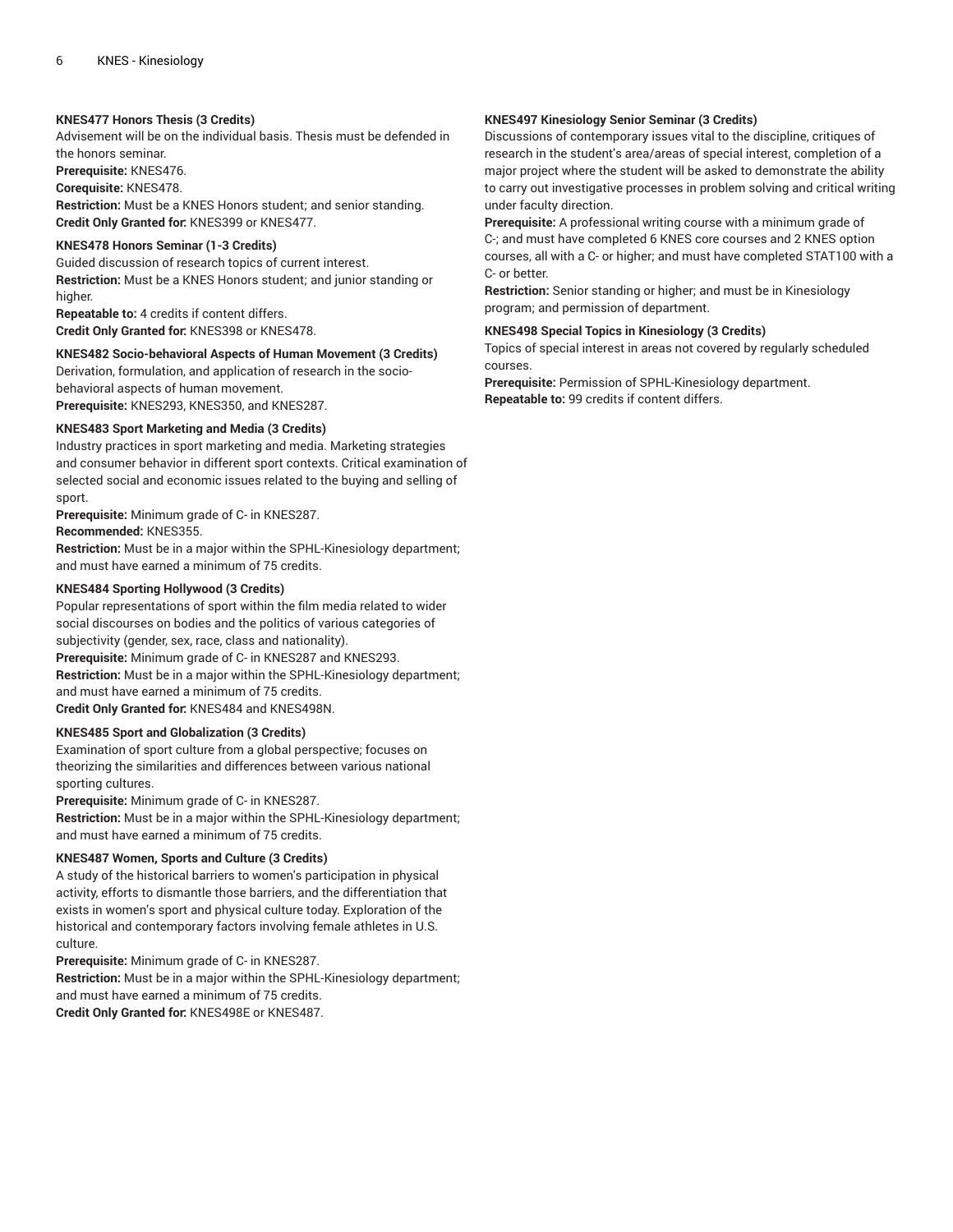**KNES477 Honors Thesis (3 Credits)**

Advisement will be on the individual basis. Thesis must be defended in the honors seminar.

**Prerequisite:** KNES476.

**Corequisite:** KNES478.

**Restriction:** Must be a KNES Honors student; and senior standing.

**Credit Only Granted for:** KNES399 or KNES477.

**KNES478 Honors Seminar (1-3 Credits)**

Guided discussion of research topics of current interest.

**Restriction:** Must be a KNES Honors student; and junior standing or higher.

**Repeatable to:** 4 credits if content differs.

**Credit Only Granted for:** KNES398 or KNES478.

**KNES482 Socio-behavioral Aspects of Human Movement (3 Credits)**

Derivation, formulation, and application of research in the socio-behavioral aspects of human movement.

**Prerequisite:** KNES293, KNES350, and KNES287.

**KNES483 Sport Marketing and Media (3 Credits)**

Industry practices in sport marketing and media. Marketing strategies and consumer behavior in different sport contexts. Critical examination of selected social and economic issues related to the buying and selling of sport.

**Prerequisite:** Minimum grade of C- in KNES287.

**Recommended:** KNES355.

**Restriction:** Must be in a major within the SPHL-Kinesiology department; and must have earned a minimum of 75 credits.

**KNES484 Sporting Hollywood (3 Credits)**

Popular representations of sport within the film media related to wider social discourses on bodies and the politics of various categories of subjectivity (gender, sex, race, class and nationality).

**Prerequisite:** Minimum grade of C- in KNES287 and KNES293.

**Restriction:** Must be in a major within the SPHL-Kinesiology department; and must have earned a minimum of 75 credits.

**Credit Only Granted for:** KNES484 and KNES498N.

**KNES485 Sport and Globalization (3 Credits)**

Examination of sport culture from a global perspective; focuses on theorizing the similarities and differences between various national sporting cultures.

**Prerequisite:** Minimum grade of C- in KNES287.

**Restriction:** Must be in a major within the SPHL-Kinesiology department; and must have earned a minimum of 75 credits.

**KNES487 Women, Sports and Culture (3 Credits)**

A study of the historical barriers to women's participation in physical activity, efforts to dismantle those barriers, and the differentiation that exists in women's sport and physical culture today. Exploration of the historical and contemporary factors involving female athletes in U.S. culture.

**Prerequisite:** Minimum grade of C- in KNES287.

**Restriction:** Must be in a major within the SPHL-Kinesiology department; and must have earned a minimum of 75 credits.

**Credit Only Granted for:** KNES498E or KNES487.

**KNES497 Kinesiology Senior Seminar (3 Credits)**

Discussions of contemporary issues vital to the discipline, critiques of research in the student's area/areas of special interest, completion of a major project where the student will be asked to demonstrate the ability to carry out investigative processes in problem solving and critical writing under faculty direction.

**Prerequisite:** A professional writing course with a minimum grade of C-; and must have completed 6 KNES core courses and 2 KNES option courses, all with a C- or higher; and must have completed STAT100 with a C- or better.

**Restriction:** Senior standing or higher; and must be in Kinesiology program; and permission of department.

**KNES498 Special Topics in Kinesiology (3 Credits)**

Topics of special interest in areas not covered by regularly scheduled courses.

**Prerequisite:** Permission of SPHL-Kinesiology department.

**Repeatable to:** 99 credits if content differs.